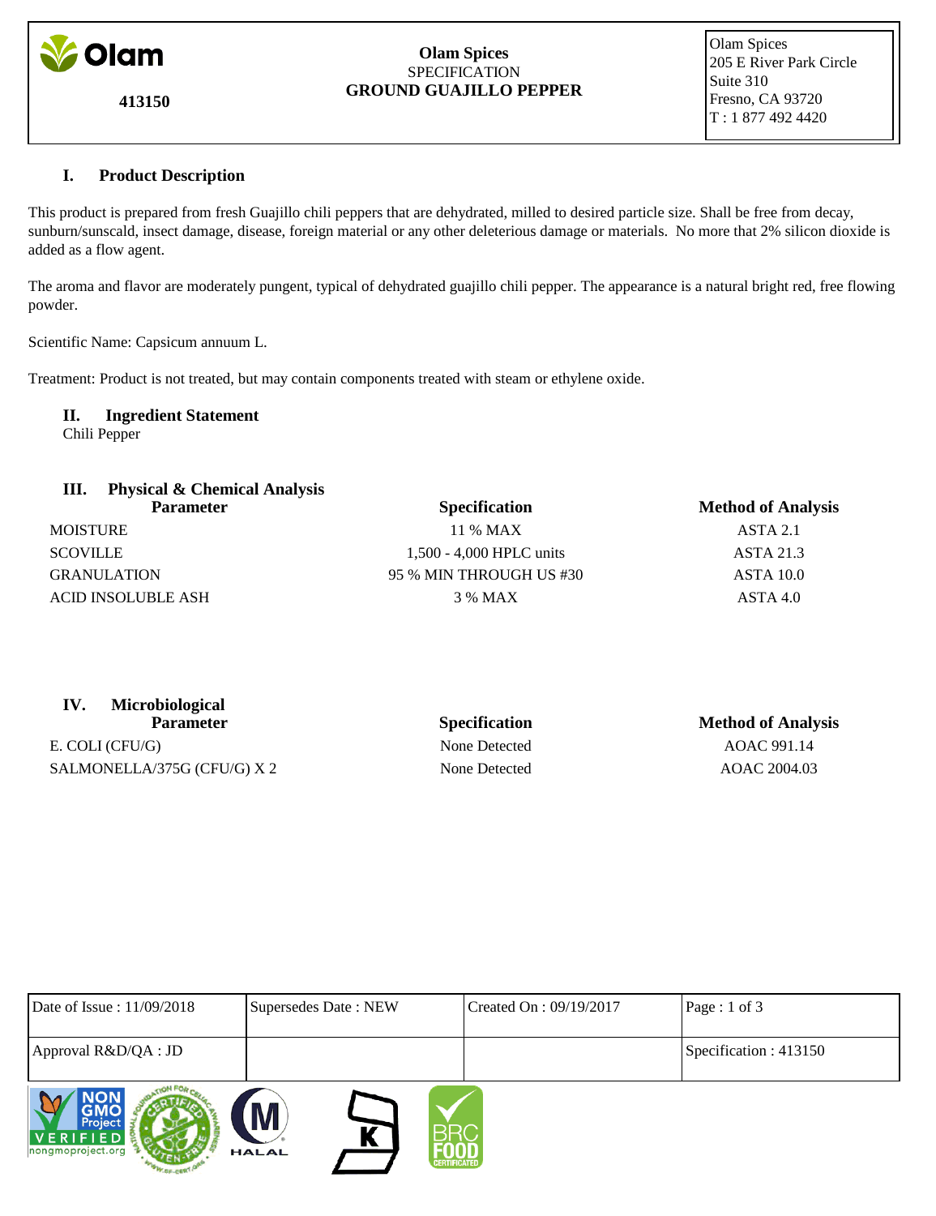Olam

**413150**

**Olam Spices**
SPECIFICATION
**GROUND GUAJILLO PEPPER**

Olam Spices
205 E River Park Circle
Suite 310
Fresno, CA 93720
T : 1 877 492 4420

## I. Product Description

This product is prepared from fresh Guajillo chili peppers that are dehydrated, milled to desired particle size. Shall be free from decay, sunburn/sunscald, insect damage, disease, foreign material or any other deleterious damage or materials. No more that 2% silicon dioxide is added as a flow agent.

The aroma and flavor are moderately pungent, typical of dehydrated guajillo chili pepper. The appearance is a natural bright red, free flowing powder.

Scientific Name: Capsicum annuum L.

Treatment: Product is not treated, but may contain components treated with steam or ethylene oxide.

## II. Ingredient Statement

Chili Pepper

## III. Physical & Chemical Analysis

| Parameter | Specification | Method of Analysis |
|---|---|---|
| MOISTURE | 11 % MAX | ASTA 2.1 |
| SCOVILLE | 1,500 - 4,000 HPLC units | ASTA 21.3 |
| GRANULATION | 95 % MIN THROUGH US #30 | ASTA 10.0 |
| ACID INSOLUBLE ASH | 3 % MAX | ASTA 4.0 |

## IV. Microbiological

| Parameter | Specification | Method of Analysis |
|---|---|---|
| E. COLI (CFU/G) | None Detected | AOAC 991.14 |
| SALMONELLA/375G (CFU/G) X 2 | None Detected | AOAC 2004.03 |

| Date of Issue : 11/09/2018 | Supersedes Date : NEW | Created On : 09/19/2017 | Page : 1 of 3 |
|---|---|---|---|
| Approval R&D/QA : JD | | | Specification : 413150 |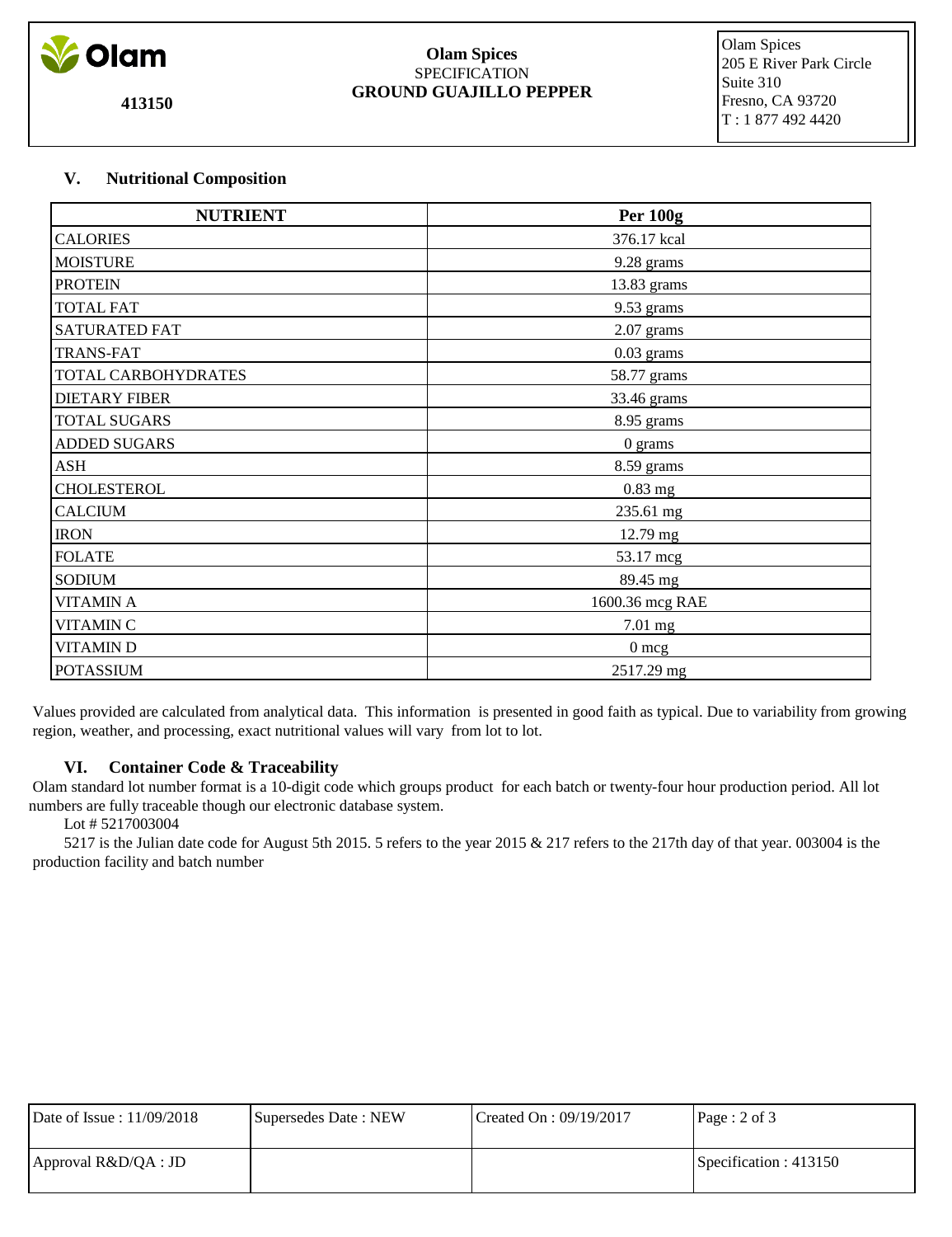## V. Nutritional Composition

| NUTRIENT | Per 100g |
|---|---|
| CALORIES | 376.17 kcal |
| MOISTURE | 9.28 grams |
| PROTEIN | 13.83 grams |
| TOTAL FAT | 9.53 grams |
| SATURATED FAT | 2.07 grams |
| TRANS-FAT | 0.03 grams |
| TOTAL CARBOHYDRATES | 58.77 grams |
| DIETARY FIBER | 33.46 grams |
| TOTAL SUGARS | 8.95 grams |
| ADDED SUGARS | 0 grams |
| ASH | 8.59 grams |
| CHOLESTEROL | 0.83 mg |
| CALCIUM | 235.61 mg |
| IRON | 12.79 mg |
| FOLATE | 53.17 mcg |
| SODIUM | 89.45 mg |
| VITAMIN A | 1600.36 mcg RAE |
| VITAMIN C | 7.01 mg |
| VITAMIN D | 0 mcg |
| POTASSIUM | 2517.29 mg |

Values provided are calculated from analytical data. This information is presented in good faith as typical. Due to variability from growing region, weather, and processing, exact nutritional values will vary from lot to lot.

## VI. Container Code & Traceability

Olam standard lot number format is a 10-digit code which groups product for each batch or twenty-four hour production period. All lot numbers are fully traceable though our electronic database system.

Lot # 5217003004

5217 is the Julian date code for August 5th 2015. 5 refers to the year 2015 & 217 refers to the 217th day of that year. 003004 is the production facility and batch number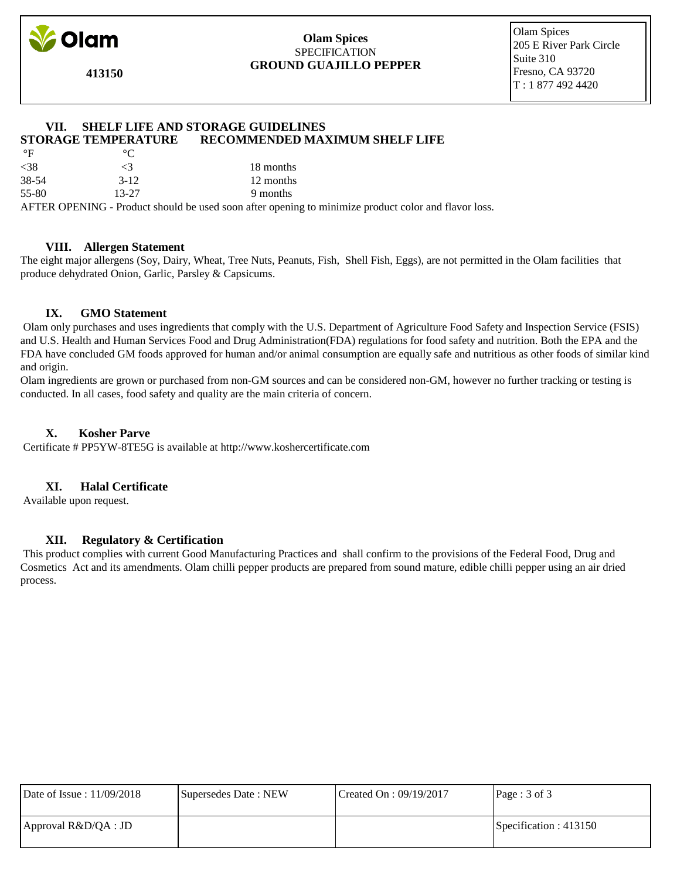## VII. SHELF LIFE AND STORAGE GUIDELINES

| STORAGE TEMPERATURE | | RECOMMENDED MAXIMUM SHELF LIFE |
|---|---|---|
| °F | °C | |
| <38 | <3 | 18 months |
| 38-54 | 3-12 | 12 months |
| 55-80 | 13-27 | 9 months |

AFTER OPENING - Product should be used soon after opening to minimize product color and flavor loss.

## VIII. Allergen Statement

The eight major allergens (Soy, Dairy, Wheat, Tree Nuts, Peanuts, Fish, Shell Fish, Eggs), are not permitted in the Olam facilities that produce dehydrated Onion, Garlic, Parsley & Capsicums.

## IX. GMO Statement

Olam only purchases and uses ingredients that comply with the U.S. Department of Agriculture Food Safety and Inspection Service (FSIS) and U.S. Health and Human Services Food and Drug Administration(FDA) regulations for food safety and nutrition. Both the EPA and the FDA have concluded GM foods approved for human and/or animal consumption are equally safe and nutritious as other foods of similar kind and origin.

Olam ingredients are grown or purchased from non-GM sources and can be considered non-GM, however no further tracking or testing is conducted. In all cases, food safety and quality are the main criteria of concern.

## X. Kosher Parve

Certificate # PP5YW-8TE5G is available at http://www.koshercertificate.com

## XI. Halal Certificate

Available upon request.

## XII. Regulatory & Certification

This product complies with current Good Manufacturing Practices and shall confirm to the provisions of the Federal Food, Drug and Cosmetics Act and its amendments. Olam chilli pepper products are prepared from sound mature, edible chilli pepper using an air dried process.

| | | | |
|---|---|---|---|
| Date of Issue : 11/09/2018 | Supersedes Date : NEW | Created On : 09/19/2017 | Page : 3 of 3 |
| Approval R&D/QA : JD | | | Specification : 413150 |